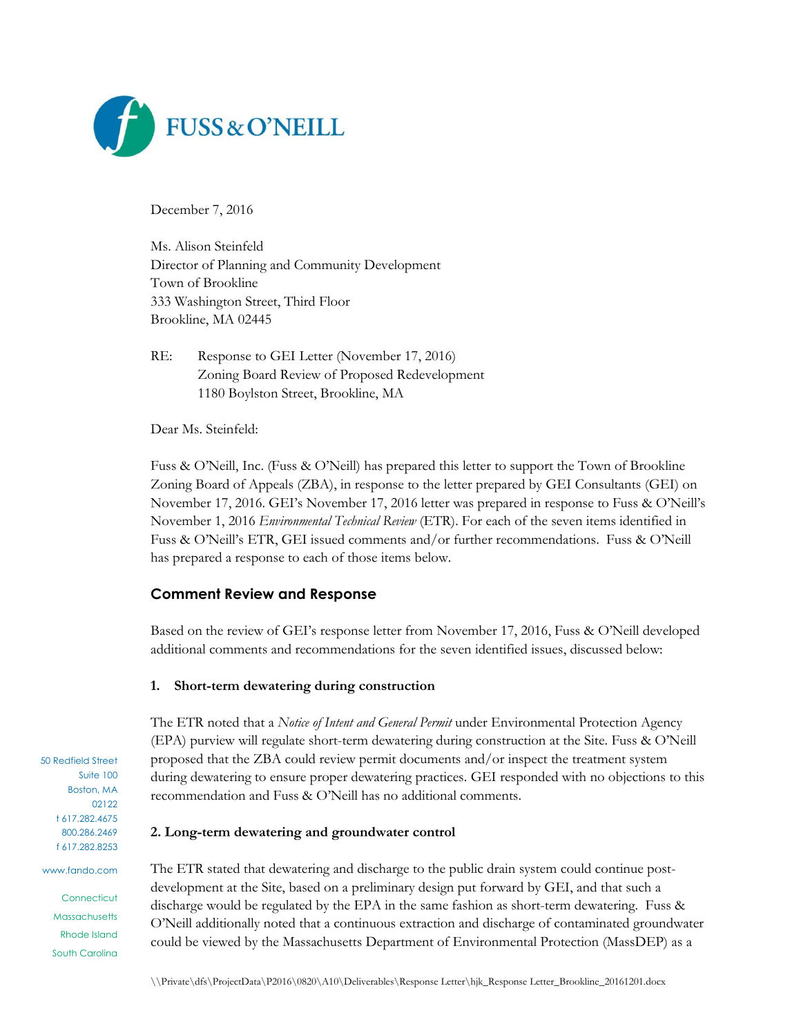FUSS & O'NEILL

December 7, 2016

Ms. Alison Steinfeld
Director of Planning and Community Development
Town of Brookline
333 Washington Street, Third Floor
Brookline, MA 02445

RE: Response to GEI Letter (November 17, 2016)
Zoning Board Review of Proposed Redevelopment
1180 Boylston Street, Brookline, MA

Dear Ms. Steinfeld:

Fuss & O'Neill, Inc. (Fuss & O'Neill) has prepared this letter to support the Town of Brookline Zoning Board of Appeals (ZBA), in response to the letter prepared by GEI Consultants (GEI) on November 17, 2016. GEI's November 17, 2016 letter was prepared in response to Fuss & O'Neill's November 1, 2016 *Environmental Technical Review* (ETR). For each of the seven items identified in Fuss & O'Neill's ETR, GEI issued comments and/or further recommendations. Fuss & O'Neill has prepared a response to each of those items below.

## Comment Review and Response

Based on the review of GEI's response letter from November 17, 2016, Fuss & O'Neill developed additional comments and recommendations for the seven identified issues, discussed below:

### 1. Short-term dewatering during construction

The ETR noted that a *Notice of Intent and General Permit* under Environmental Protection Agency (EPA) purview will regulate short-term dewatering during construction at the Site. Fuss & O'Neill proposed that the ZBA could review permit documents and/or inspect the treatment system during dewatering to ensure proper dewatering practices. GEI responded with no objections to this recommendation and Fuss & O'Neill has no additional comments.

### 2. Long-term dewatering and groundwater control

The ETR stated that dewatering and discharge to the public drain system could continue post-development at the Site, based on a preliminary design put forward by GEI, and that such a discharge would be regulated by the EPA in the same fashion as short-term dewatering. Fuss & O'Neill additionally noted that a continuous extraction and discharge of contaminated groundwater could be viewed by the Massachusetts Department of Environmental Protection (MassDEP) as a

50 Redfield Street
Suite 100
Boston, MA
02122
t 617.282.4675
800.286.2469
f 617.282.8253

www.fando.com

Connecticut
Massachusetts
Rhode Island
South Carolina

\\Private\dfs\ProjectData\P2016\0820\A10\Deliverables\Response Letter\hjk_Response Letter_Brookline_20161201.docx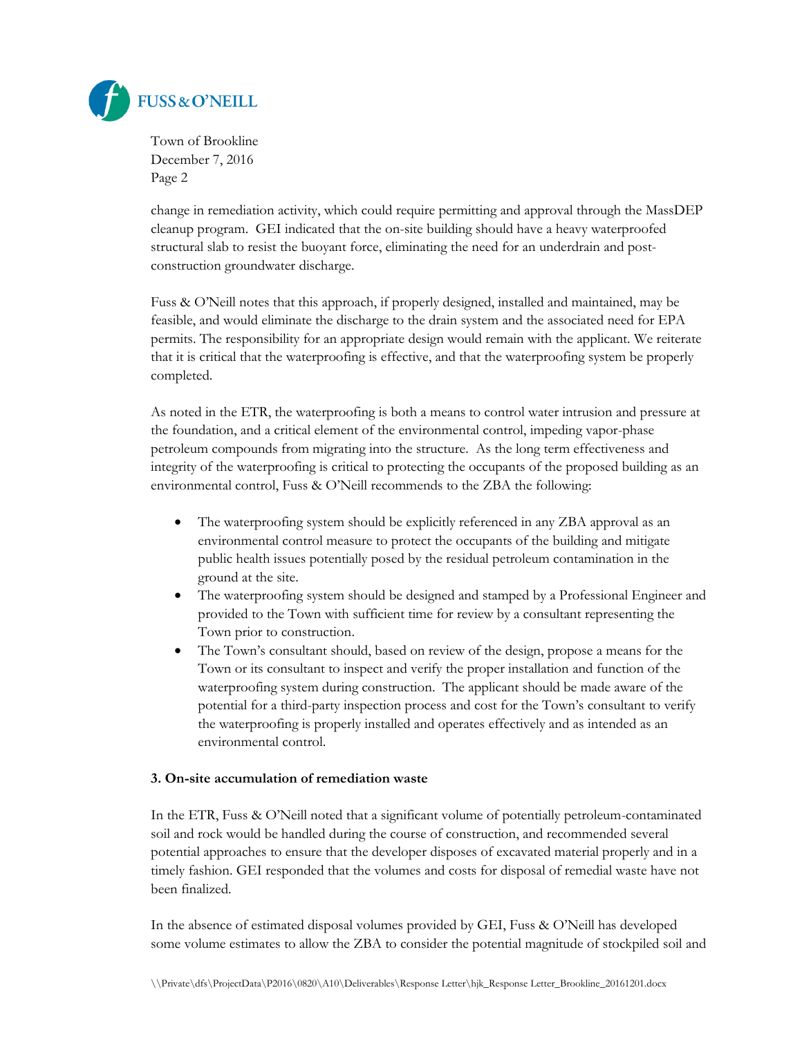change in remediation activity, which could require permitting and approval through the MassDEP cleanup program. GEI indicated that the on-site building should have a heavy waterproofed structural slab to resist the buoyant force, eliminating the need for an underdrain and post-construction groundwater discharge.

Fuss & O'Neill notes that this approach, if properly designed, installed and maintained, may be feasible, and would eliminate the discharge to the drain system and the associated need for EPA permits. The responsibility for an appropriate design would remain with the applicant. We reiterate that it is critical that the waterproofing is effective, and that the waterproofing system be properly completed.

As noted in the ETR, the waterproofing is both a means to control water intrusion and pressure at the foundation, and a critical element of the environmental control, impeding vapor-phase petroleum compounds from migrating into the structure. As the long term effectiveness and integrity of the waterproofing is critical to protecting the occupants of the proposed building as an environmental control, Fuss & O'Neill recommends to the ZBA the following:

- The waterproofing system should be explicitly referenced in any ZBA approval as an environmental control measure to protect the occupants of the building and mitigate public health issues potentially posed by the residual petroleum contamination in the ground at the site.
- The waterproofing system should be designed and stamped by a Professional Engineer and provided to the Town with sufficient time for review by a consultant representing the Town prior to construction.
- The Town's consultant should, based on review of the design, propose a means for the Town or its consultant to inspect and verify the proper installation and function of the waterproofing system during construction. The applicant should be made aware of the potential for a third-party inspection process and cost for the Town's consultant to verify the waterproofing is properly installed and operates effectively and as intended as an environmental control.

**3. On-site accumulation of remediation waste**

In the ETR, Fuss & O'Neill noted that a significant volume of potentially petroleum-contaminated soil and rock would be handled during the course of construction, and recommended several potential approaches to ensure that the developer disposes of excavated material properly and in a timely fashion. GEI responded that the volumes and costs for disposal of remedial waste have not been finalized.

In the absence of estimated disposal volumes provided by GEI, Fuss & O'Neill has developed some volume estimates to allow the ZBA to consider the potential magnitude of stockpiled soil and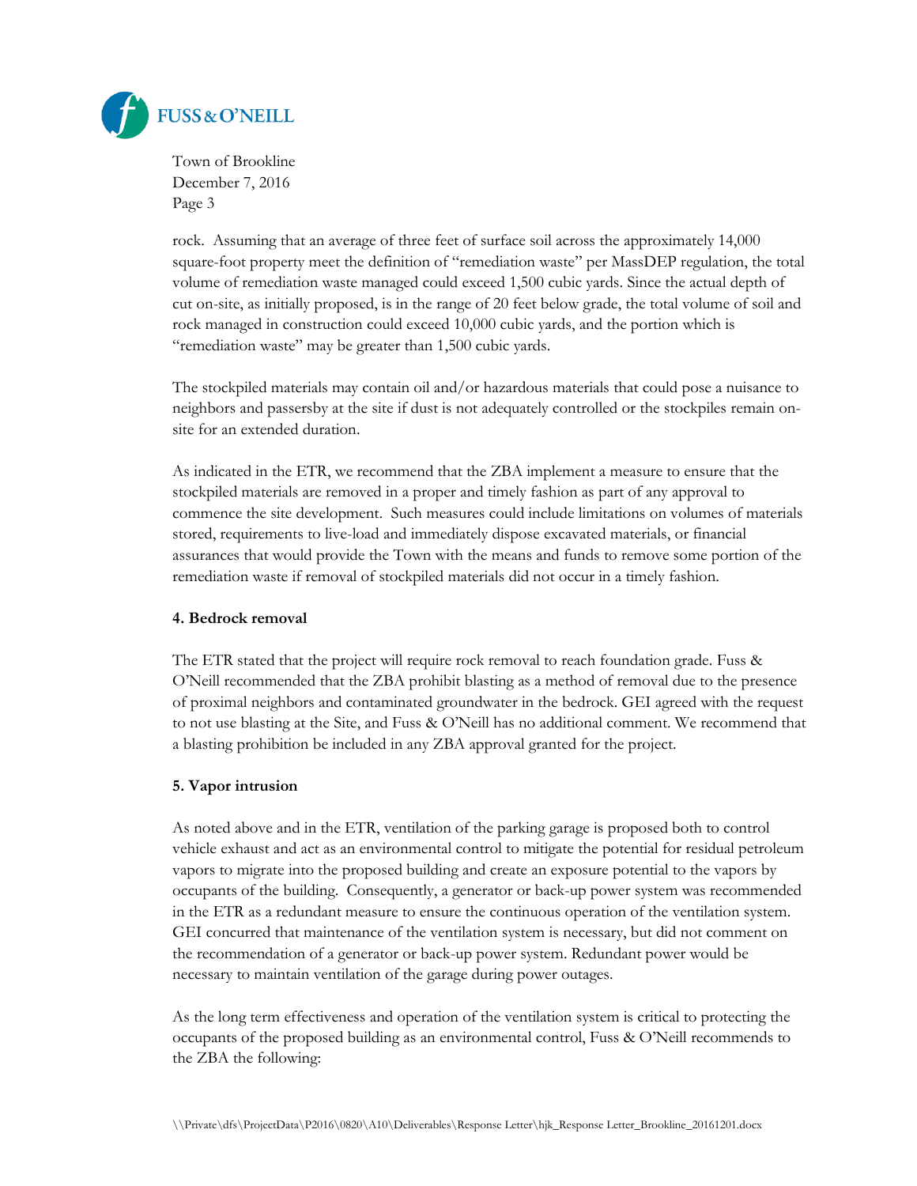rock. Assuming that an average of three feet of surface soil across the approximately 14,000 square-foot property meet the definition of "remediation waste" per MassDEP regulation, the total volume of remediation waste managed could exceed 1,500 cubic yards. Since the actual depth of cut on-site, as initially proposed, is in the range of 20 feet below grade, the total volume of soil and rock managed in construction could exceed 10,000 cubic yards, and the portion which is "remediation waste" may be greater than 1,500 cubic yards.

The stockpiled materials may contain oil and/or hazardous materials that could pose a nuisance to neighbors and passersby at the site if dust is not adequately controlled or the stockpiles remain on-site for an extended duration.

As indicated in the ETR, we recommend that the ZBA implement a measure to ensure that the stockpiled materials are removed in a proper and timely fashion as part of any approval to commence the site development. Such measures could include limitations on volumes of materials stored, requirements to live-load and immediately dispose excavated materials, or financial assurances that would provide the Town with the means and funds to remove some portion of the remediation waste if removal of stockpiled materials did not occur in a timely fashion.

**4. Bedrock removal**

The ETR stated that the project will require rock removal to reach foundation grade. Fuss & O'Neill recommended that the ZBA prohibit blasting as a method of removal due to the presence of proximal neighbors and contaminated groundwater in the bedrock. GEI agreed with the request to not use blasting at the Site, and Fuss & O'Neill has no additional comment. We recommend that a blasting prohibition be included in any ZBA approval granted for the project.

**5. Vapor intrusion**

As noted above and in the ETR, ventilation of the parking garage is proposed both to control vehicle exhaust and act as an environmental control to mitigate the potential for residual petroleum vapors to migrate into the proposed building and create an exposure potential to the vapors by occupants of the building. Consequently, a generator or back-up power system was recommended in the ETR as a redundant measure to ensure the continuous operation of the ventilation system. GEI concurred that maintenance of the ventilation system is necessary, but did not comment on the recommendation of a generator or back-up power system. Redundant power would be necessary to maintain ventilation of the garage during power outages.

As the long term effectiveness and operation of the ventilation system is critical to protecting the occupants of the proposed building as an environmental control, Fuss & O'Neill recommends to the ZBA the following: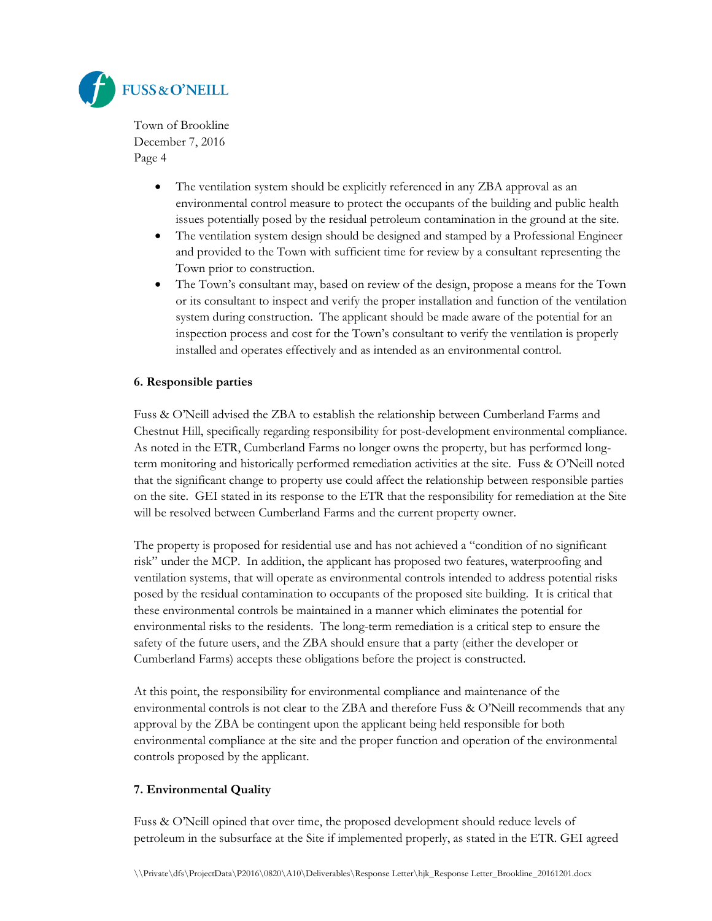- The ventilation system should be explicitly referenced in any ZBA approval as an environmental control measure to protect the occupants of the building and public health issues potentially posed by the residual petroleum contamination in the ground at the site.
- The ventilation system design should be designed and stamped by a Professional Engineer and provided to the Town with sufficient time for review by a consultant representing the Town prior to construction.
- The Town's consultant may, based on review of the design, propose a means for the Town or its consultant to inspect and verify the proper installation and function of the ventilation system during construction. The applicant should be made aware of the potential for an inspection process and cost for the Town's consultant to verify the ventilation is properly installed and operates effectively and as intended as an environmental control.

**6. Responsible parties**

Fuss & O'Neill advised the ZBA to establish the relationship between Cumberland Farms and Chestnut Hill, specifically regarding responsibility for post-development environmental compliance. As noted in the ETR, Cumberland Farms no longer owns the property, but has performed long-term monitoring and historically performed remediation activities at the site. Fuss & O'Neill noted that the significant change to property use could affect the relationship between responsible parties on the site. GEI stated in its response to the ETR that the responsibility for remediation at the Site will be resolved between Cumberland Farms and the current property owner.

The property is proposed for residential use and has not achieved a "condition of no significant risk" under the MCP. In addition, the applicant has proposed two features, waterproofing and ventilation systems, that will operate as environmental controls intended to address potential risks posed by the residual contamination to occupants of the proposed site building. It is critical that these environmental controls be maintained in a manner which eliminates the potential for environmental risks to the residents. The long-term remediation is a critical step to ensure the safety of the future users, and the ZBA should ensure that a party (either the developer or Cumberland Farms) accepts these obligations before the project is constructed.

At this point, the responsibility for environmental compliance and maintenance of the environmental controls is not clear to the ZBA and therefore Fuss & O'Neill recommends that any approval by the ZBA be contingent upon the applicant being held responsible for both environmental compliance at the site and the proper function and operation of the environmental controls proposed by the applicant.

**7. Environmental Quality**

Fuss & O'Neill opined that over time, the proposed development should reduce levels of petroleum in the subsurface at the Site if implemented properly, as stated in the ETR. GEI agreed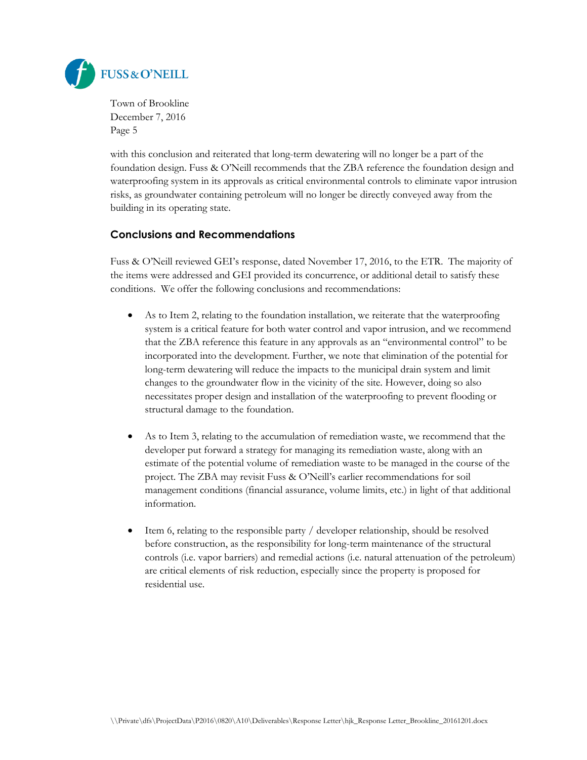with this conclusion and reiterated that long-term dewatering will no longer be a part of the foundation design. Fuss & O'Neill recommends that the ZBA reference the foundation design and waterproofing system in its approvals as critical environmental controls to eliminate vapor intrusion risks, as groundwater containing petroleum will no longer be directly conveyed away from the building in its operating state.

## Conclusions and Recommendations

Fuss & O'Neill reviewed GEI's response, dated November 17, 2016, to the ETR. The majority of the items were addressed and GEI provided its concurrence, or additional detail to satisfy these conditions. We offer the following conclusions and recommendations:

- As to Item 2, relating to the foundation installation, we reiterate that the waterproofing system is a critical feature for both water control and vapor intrusion, and we recommend that the ZBA reference this feature in any approvals as an "environmental control" to be incorporated into the development. Further, we note that elimination of the potential for long-term dewatering will reduce the impacts to the municipal drain system and limit changes to the groundwater flow in the vicinity of the site. However, doing so also necessitates proper design and installation of the waterproofing to prevent flooding or structural damage to the foundation.

- As to Item 3, relating to the accumulation of remediation waste, we recommend that the developer put forward a strategy for managing its remediation waste, along with an estimate of the potential volume of remediation waste to be managed in the course of the project. The ZBA may revisit Fuss & O'Neill's earlier recommendations for soil management conditions (financial assurance, volume limits, etc.) in light of that additional information.

- Item 6, relating to the responsible party / developer relationship, should be resolved before construction, as the responsibility for long-term maintenance of the structural controls (i.e. vapor barriers) and remedial actions (i.e. natural attenuation of the petroleum) are critical elements of risk reduction, especially since the property is proposed for residential use.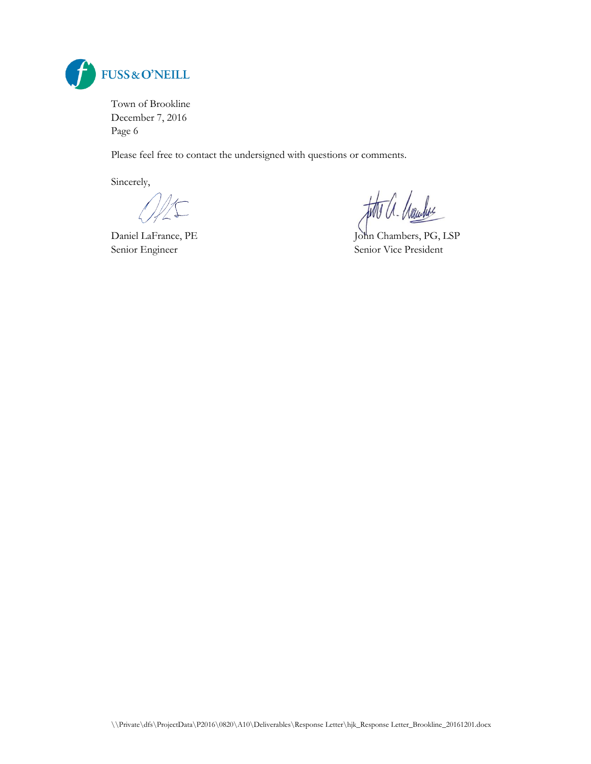Please feel free to contact the undersigned with questions or comments.

Sincerely,

Daniel LaFrance, PE
Senior Engineer

John Chambers, PG, LSP
Senior Vice President

\\Private\dfs\ProjectData\P2016\0820\A10\Deliverables\Response Letter\hjk_Response Letter_Brookline_20161201.docx